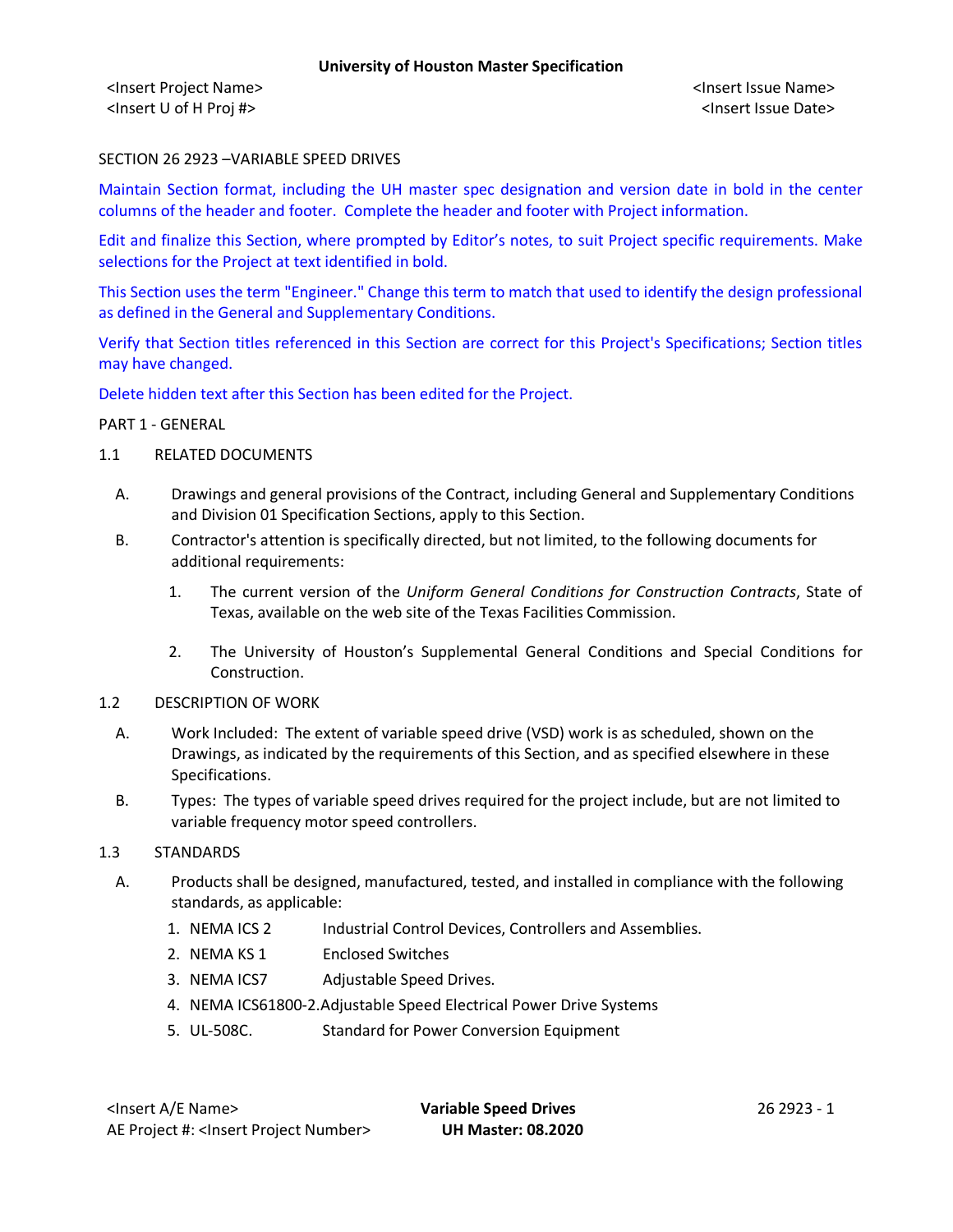SECTION 26 2923 –VARIABLE SPEED DRIVES

Maintain Section format, including the UH master spec designation and version date in bold in the center columns of the header and footer. Complete the header and footer with Project information.

Edit and finalize this Section, where prompted by Editor's notes, to suit Project specific requirements. Make selections for the Project at text identified in bold.

This Section uses the term "Engineer." Change this term to match that used to identify the design professional as defined in the General and Supplementary Conditions.

Verify that Section titles referenced in this Section are correct for this Project's Specifications; Section titles may have changed.

Delete hidden text after this Section has been edited for the Project.

PART 1 - GENERAL

1.1 RELATED DOCUMENTS

A. Drawings and general provisions of the Contract, including General and Supplementary Conditions and Division 01 Specification Sections, apply to this Section.

B. Contractor's attention is specifically directed, but not limited, to the following documents for additional requirements:

1. The current version of the *Uniform General Conditions for Construction Contracts*, State of Texas, available on the web site of the Texas Facilities Commission.

2. The University of Houston's Supplemental General Conditions and Special Conditions for Construction.

1.2 DESCRIPTION OF WORK

A. Work Included: The extent of variable speed drive (VSD) work is as scheduled, shown on the Drawings, as indicated by the requirements of this Section, and as specified elsewhere in these Specifications.

B. Types: The types of variable speed drives required for the project include, but are not limited to variable frequency motor speed controllers.

1.3 STANDARDS

A. Products shall be designed, manufactured, tested, and installed in compliance with the following standards, as applicable:

1. NEMA ICS 2 Industrial Control Devices, Controllers and Assemblies.
2. NEMA KS 1 Enclosed Switches
3. NEMA ICS7 Adjustable Speed Drives.
4. NEMA ICS61800-2. Adjustable Speed Electrical Power Drive Systems
5. UL-508C. Standard for Power Conversion Equipment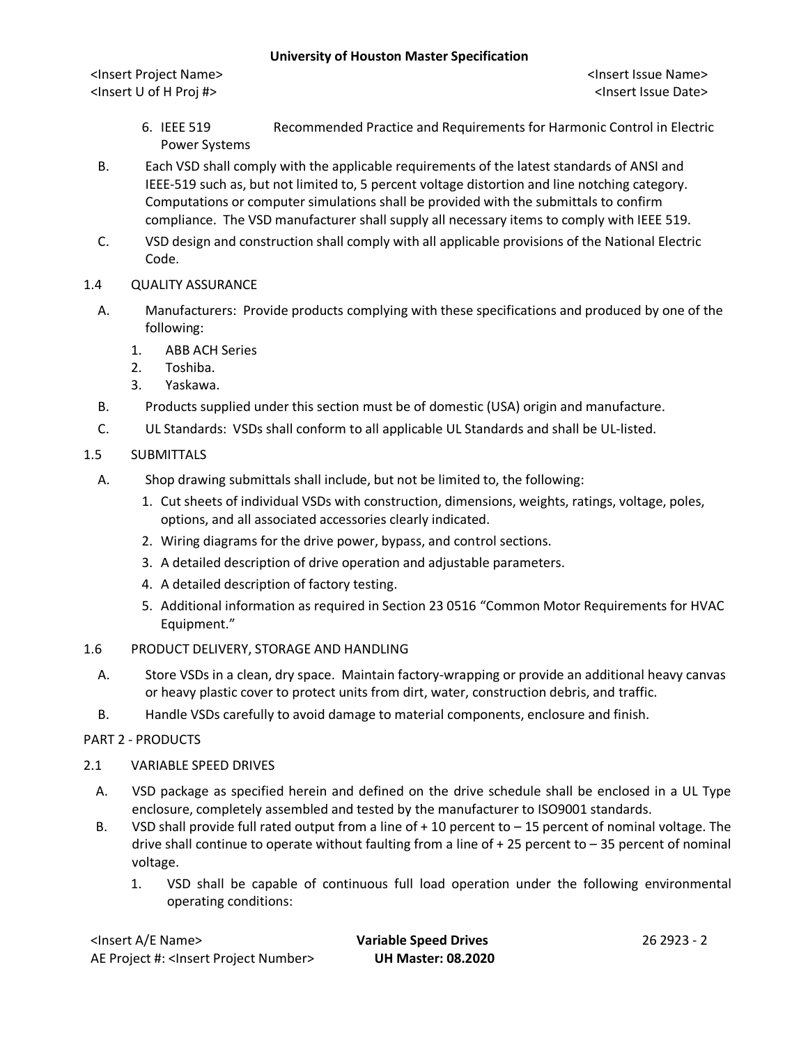6. IEEE 519 Recommended Practice and Requirements for Harmonic Control in Electric Power Systems

B. Each VSD shall comply with the applicable requirements of the latest standards of ANSI and IEEE-519 such as, but not limited to, 5 percent voltage distortion and line notching category. Computations or computer simulations shall be provided with the submittals to confirm compliance. The VSD manufacturer shall supply all necessary items to comply with IEEE 519.

C. VSD design and construction shall comply with all applicable provisions of the National Electric Code.

1.4 QUALITY ASSURANCE

A. Manufacturers: Provide products complying with these specifications and produced by one of the following:
   1. ABB ACH Series
   2. Toshiba.
   3. Yaskawa.

B. Products supplied under this section must be of domestic (USA) origin and manufacture.

C. UL Standards: VSDs shall conform to all applicable UL Standards and shall be UL-listed.

1.5 SUBMITTALS

A. Shop drawing submittals shall include, but not be limited to, the following:
   1. Cut sheets of individual VSDs with construction, dimensions, weights, ratings, voltage, poles, options, and all associated accessories clearly indicated.
   2. Wiring diagrams for the drive power, bypass, and control sections.
   3. A detailed description of drive operation and adjustable parameters.
   4. A detailed description of factory testing.
   5. Additional information as required in Section 23 0516 "Common Motor Requirements for HVAC Equipment."

1.6 PRODUCT DELIVERY, STORAGE AND HANDLING

A. Store VSDs in a clean, dry space. Maintain factory-wrapping or provide an additional heavy canvas or heavy plastic cover to protect units from dirt, water, construction debris, and traffic.

B. Handle VSDs carefully to avoid damage to material components, enclosure and finish.

PART 2 - PRODUCTS

2.1 VARIABLE SPEED DRIVES

A. VSD package as specified herein and defined on the drive schedule shall be enclosed in a UL Type enclosure, completely assembled and tested by the manufacturer to ISO9001 standards.

B. VSD shall provide full rated output from a line of + 10 percent to – 15 percent of nominal voltage. The drive shall continue to operate without faulting from a line of + 25 percent to – 35 percent of nominal voltage.
   1. VSD shall be capable of continuous full load operation under the following environmental operating conditions: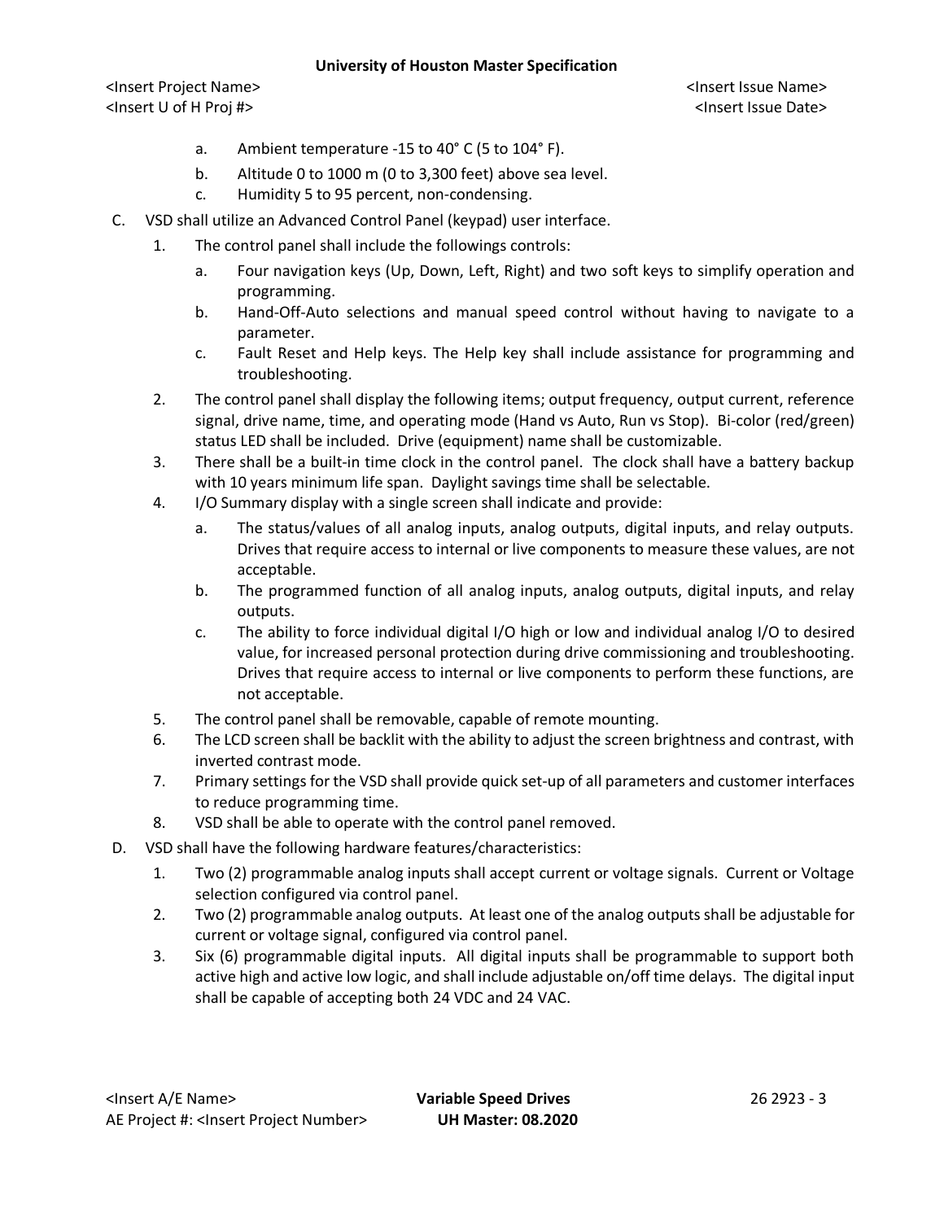a. Ambient temperature -15 to 40° C (5 to 104° F).
b. Altitude 0 to 1000 m (0 to 3,300 feet) above sea level.
c. Humidity 5 to 95 percent, non-condensing.

C. VSD shall utilize an Advanced Control Panel (keypad) user interface.

1. The control panel shall include the followings controls:
   a. Four navigation keys (Up, Down, Left, Right) and two soft keys to simplify operation and programming.
   b. Hand-Off-Auto selections and manual speed control without having to navigate to a parameter.
   c. Fault Reset and Help keys. The Help key shall include assistance for programming and troubleshooting.
2. The control panel shall display the following items; output frequency, output current, reference signal, drive name, time, and operating mode (Hand vs Auto, Run vs Stop). Bi-color (red/green) status LED shall be included. Drive (equipment) name shall be customizable.
3. There shall be a built-in time clock in the control panel. The clock shall have a battery backup with 10 years minimum life span. Daylight savings time shall be selectable.
4. I/O Summary display with a single screen shall indicate and provide:
   a. The status/values of all analog inputs, analog outputs, digital inputs, and relay outputs. Drives that require access to internal or live components to measure these values, are not acceptable.
   b. The programmed function of all analog inputs, analog outputs, digital inputs, and relay outputs.
   c. The ability to force individual digital I/O high or low and individual analog I/O to desired value, for increased personal protection during drive commissioning and troubleshooting. Drives that require access to internal or live components to perform these functions, are not acceptable.
5. The control panel shall be removable, capable of remote mounting.
6. The LCD screen shall be backlit with the ability to adjust the screen brightness and contrast, with inverted contrast mode.
7. Primary settings for the VSD shall provide quick set-up of all parameters and customer interfaces to reduce programming time.
8. VSD shall be able to operate with the control panel removed.

D. VSD shall have the following hardware features/characteristics:

1. Two (2) programmable analog inputs shall accept current or voltage signals. Current or Voltage selection configured via control panel.
2. Two (2) programmable analog outputs. At least one of the analog outputs shall be adjustable for current or voltage signal, configured via control panel.
3. Six (6) programmable digital inputs. All digital inputs shall be programmable to support both active high and active low logic, and shall include adjustable on/off time delays. The digital input shall be capable of accepting both 24 VDC and 24 VAC.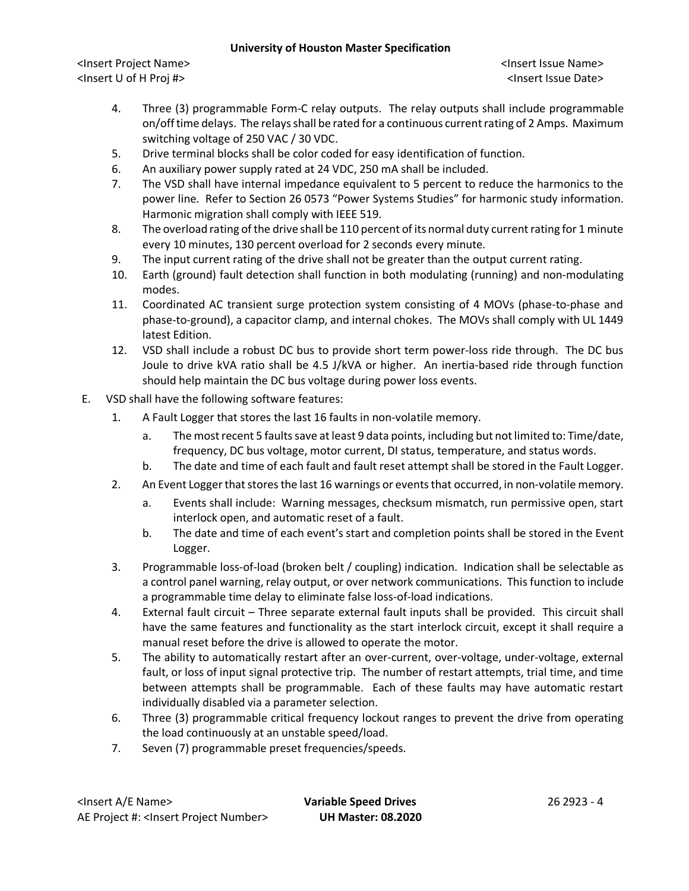4. Three (3) programmable Form-C relay outputs. The relay outputs shall include programmable on/off time delays. The relays shall be rated for a continuous current rating of 2 Amps. Maximum switching voltage of 250 VAC / 30 VDC.
5. Drive terminal blocks shall be color coded for easy identification of function.
6. An auxiliary power supply rated at 24 VDC, 250 mA shall be included.
7. The VSD shall have internal impedance equivalent to 5 percent to reduce the harmonics to the power line. Refer to Section 26 0573 "Power Systems Studies" for harmonic study information. Harmonic migration shall comply with IEEE 519.
8. The overload rating of the drive shall be 110 percent of its normal duty current rating for 1 minute every 10 minutes, 130 percent overload for 2 seconds every minute.
9. The input current rating of the drive shall not be greater than the output current rating.
10. Earth (ground) fault detection shall function in both modulating (running) and non-modulating modes.
11. Coordinated AC transient surge protection system consisting of 4 MOVs (phase-to-phase and phase-to-ground), a capacitor clamp, and internal chokes. The MOVs shall comply with UL 1449 latest Edition.
12. VSD shall include a robust DC bus to provide short term power-loss ride through. The DC bus Joule to drive kVA ratio shall be 4.5 J/kVA or higher. An inertia-based ride through function should help maintain the DC bus voltage during power loss events.

E. VSD shall have the following software features:

1. A Fault Logger that stores the last 16 faults in non-volatile memory.
   a. The most recent 5 faults save at least 9 data points, including but not limited to: Time/date, frequency, DC bus voltage, motor current, DI status, temperature, and status words.
   b. The date and time of each fault and fault reset attempt shall be stored in the Fault Logger.
2. An Event Logger that stores the last 16 warnings or events that occurred, in non-volatile memory.
   a. Events shall include: Warning messages, checksum mismatch, run permissive open, start interlock open, and automatic reset of a fault.
   b. The date and time of each event's start and completion points shall be stored in the Event Logger.
3. Programmable loss-of-load (broken belt / coupling) indication. Indication shall be selectable as a control panel warning, relay output, or over network communications. This function to include a programmable time delay to eliminate false loss-of-load indications.
4. External fault circuit – Three separate external fault inputs shall be provided. This circuit shall have the same features and functionality as the start interlock circuit, except it shall require a manual reset before the drive is allowed to operate the motor.
5. The ability to automatically restart after an over-current, over-voltage, under-voltage, external fault, or loss of input signal protective trip. The number of restart attempts, trial time, and time between attempts shall be programmable. Each of these faults may have automatic restart individually disabled via a parameter selection.
6. Three (3) programmable critical frequency lockout ranges to prevent the drive from operating the load continuously at an unstable speed/load.
7. Seven (7) programmable preset frequencies/speeds.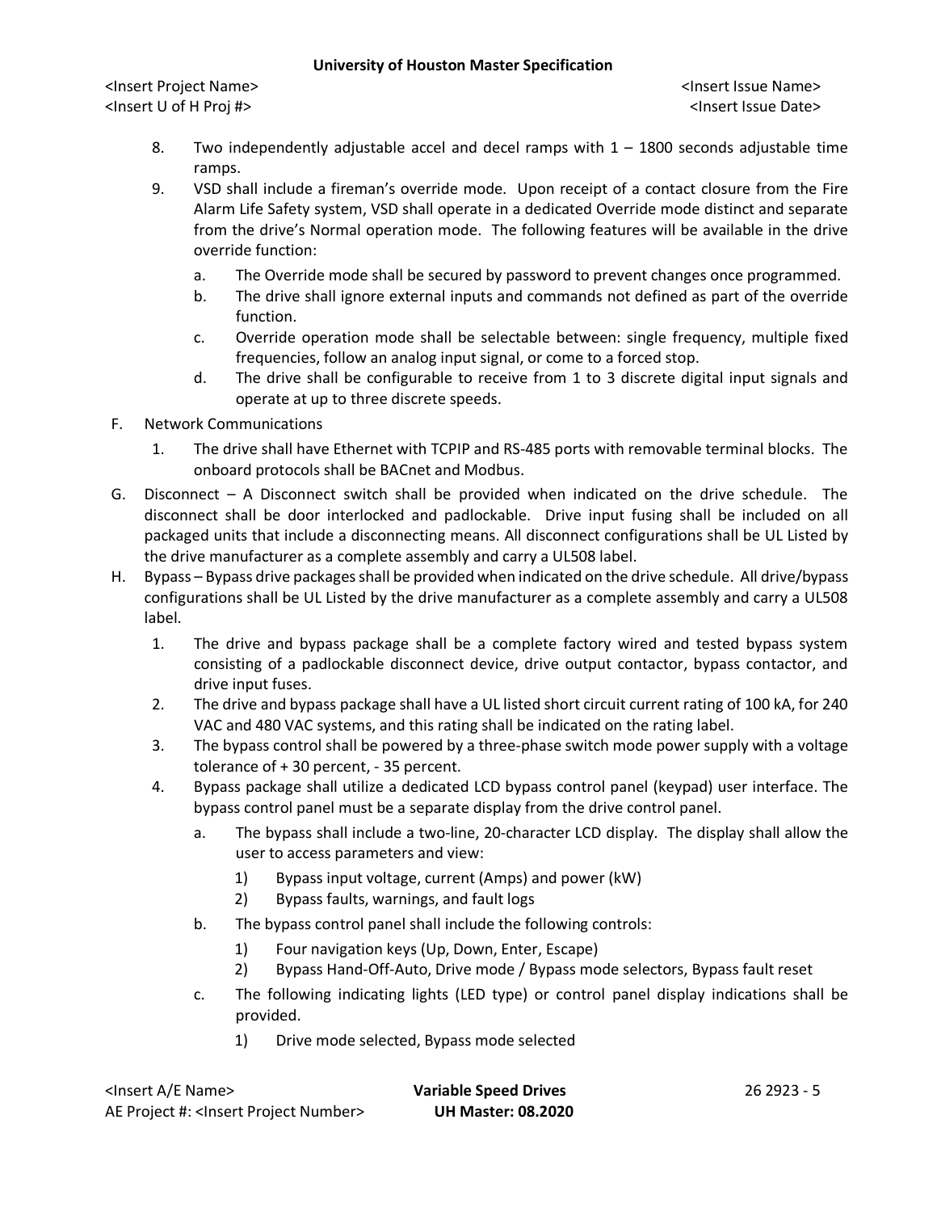8. Two independently adjustable accel and decel ramps with 1 – 1800 seconds adjustable time ramps.
9. VSD shall include a fireman's override mode. Upon receipt of a contact closure from the Fire Alarm Life Safety system, VSD shall operate in a dedicated Override mode distinct and separate from the drive's Normal operation mode. The following features will be available in the drive override function:
   a. The Override mode shall be secured by password to prevent changes once programmed.
   b. The drive shall ignore external inputs and commands not defined as part of the override function.
   c. Override operation mode shall be selectable between: single frequency, multiple fixed frequencies, follow an analog input signal, or come to a forced stop.
   d. The drive shall be configurable to receive from 1 to 3 discrete digital input signals and operate at up to three discrete speeds.

F. Network Communications
   1. The drive shall have Ethernet with TCPIP and RS-485 ports with removable terminal blocks. The onboard protocols shall be BACnet and Modbus.

G. Disconnect – A Disconnect switch shall be provided when indicated on the drive schedule. The disconnect shall be door interlocked and padlockable. Drive input fusing shall be included on all packaged units that include a disconnecting means. All disconnect configurations shall be UL Listed by the drive manufacturer as a complete assembly and carry a UL508 label.

H. Bypass – Bypass drive packages shall be provided when indicated on the drive schedule. All drive/bypass configurations shall be UL Listed by the drive manufacturer as a complete assembly and carry a UL508 label.
   1. The drive and bypass package shall be a complete factory wired and tested bypass system consisting of a padlockable disconnect device, drive output contactor, bypass contactor, and drive input fuses.
   2. The drive and bypass package shall have a UL listed short circuit current rating of 100 kA, for 240 VAC and 480 VAC systems, and this rating shall be indicated on the rating label.
   3. The bypass control shall be powered by a three-phase switch mode power supply with a voltage tolerance of + 30 percent, - 35 percent.
   4. Bypass package shall utilize a dedicated LCD bypass control panel (keypad) user interface. The bypass control panel must be a separate display from the drive control panel.
      a. The bypass shall include a two-line, 20-character LCD display. The display shall allow the user to access parameters and view:
         1) Bypass input voltage, current (Amps) and power (kW)
         2) Bypass faults, warnings, and fault logs
      b. The bypass control panel shall include the following controls:
         1) Four navigation keys (Up, Down, Enter, Escape)
         2) Bypass Hand-Off-Auto, Drive mode / Bypass mode selectors, Bypass fault reset
      c. The following indicating lights (LED type) or control panel display indications shall be provided.
         1) Drive mode selected, Bypass mode selected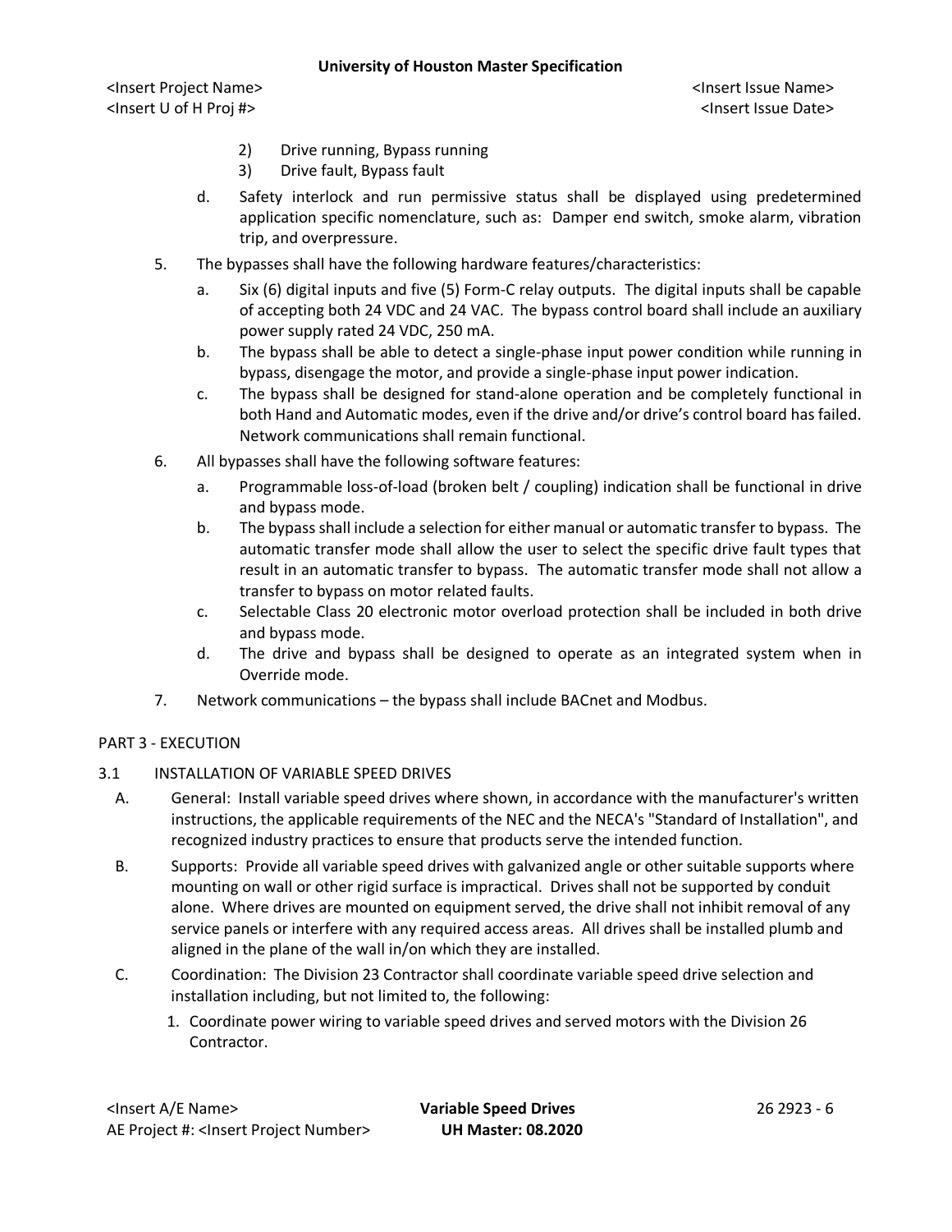2) Drive running, Bypass running
3) Drive fault, Bypass fault

d. Safety interlock and run permissive status shall be displayed using predetermined application specific nomenclature, such as: Damper end switch, smoke alarm, vibration trip, and overpressure.

5. The bypasses shall have the following hardware features/characteristics:
   a. Six (6) digital inputs and five (5) Form-C relay outputs. The digital inputs shall be capable of accepting both 24 VDC and 24 VAC. The bypass control board shall include an auxiliary power supply rated 24 VDC, 250 mA.
   b. The bypass shall be able to detect a single-phase input power condition while running in bypass, disengage the motor, and provide a single-phase input power indication.
   c. The bypass shall be designed for stand-alone operation and be completely functional in both Hand and Automatic modes, even if the drive and/or drive's control board has failed. Network communications shall remain functional.

6. All bypasses shall have the following software features:
   a. Programmable loss-of-load (broken belt / coupling) indication shall be functional in drive and bypass mode.
   b. The bypass shall include a selection for either manual or automatic transfer to bypass. The automatic transfer mode shall allow the user to select the specific drive fault types that result in an automatic transfer to bypass. The automatic transfer mode shall not allow a transfer to bypass on motor related faults.
   c. Selectable Class 20 electronic motor overload protection shall be included in both drive and bypass mode.
   d. The drive and bypass shall be designed to operate as an integrated system when in Override mode.

7. Network communications – the bypass shall include BACnet and Modbus.

## PART 3 - EXECUTION

### 3.1 INSTALLATION OF VARIABLE SPEED DRIVES

A. General: Install variable speed drives where shown, in accordance with the manufacturer's written instructions, the applicable requirements of the NEC and the NECA's "Standard of Installation", and recognized industry practices to ensure that products serve the intended function.

B. Supports: Provide all variable speed drives with galvanized angle or other suitable supports where mounting on wall or other rigid surface is impractical. Drives shall not be supported by conduit alone. Where drives are mounted on equipment served, the drive shall not inhibit removal of any service panels or interfere with any required access areas. All drives shall be installed plumb and aligned in the plane of the wall in/on which they are installed.

C. Coordination: The Division 23 Contractor shall coordinate variable speed drive selection and installation including, but not limited to, the following:
   1. Coordinate power wiring to variable speed drives and served motors with the Division 26 Contractor.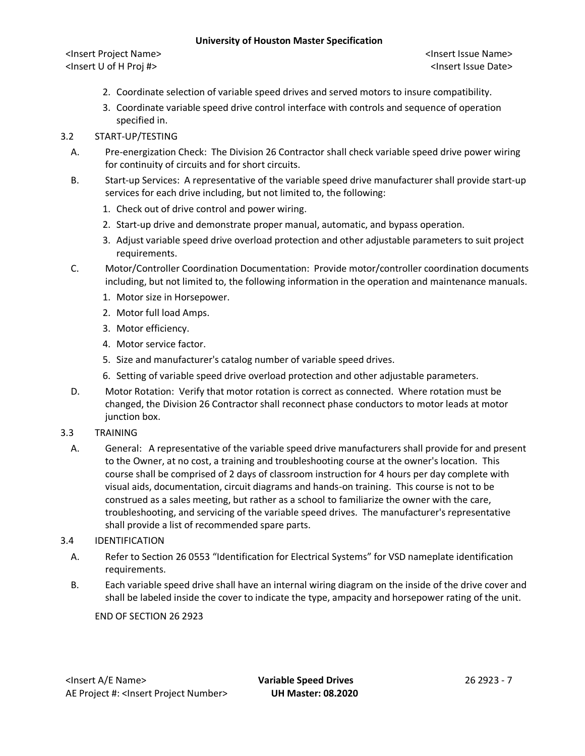2. Coordinate selection of variable speed drives and served motors to insure compatibility.
3. Coordinate variable speed drive control interface with controls and sequence of operation specified in.

## 3.2 START-UP/TESTING

A. Pre-energization Check: The Division 26 Contractor shall check variable speed drive power wiring for continuity of circuits and for short circuits.

B. Start-up Services: A representative of the variable speed drive manufacturer shall provide start-up services for each drive including, but not limited to, the following:

1. Check out of drive control and power wiring.
2. Start-up drive and demonstrate proper manual, automatic, and bypass operation.
3. Adjust variable speed drive overload protection and other adjustable parameters to suit project requirements.

C. Motor/Controller Coordination Documentation: Provide motor/controller coordination documents including, but not limited to, the following information in the operation and maintenance manuals.

1. Motor size in Horsepower.
2. Motor full load Amps.
3. Motor efficiency.
4. Motor service factor.
5. Size and manufacturer's catalog number of variable speed drives.
6. Setting of variable speed drive overload protection and other adjustable parameters.

D. Motor Rotation: Verify that motor rotation is correct as connected. Where rotation must be changed, the Division 26 Contractor shall reconnect phase conductors to motor leads at motor junction box.

## 3.3 TRAINING

A. General: A representative of the variable speed drive manufacturers shall provide for and present to the Owner, at no cost, a training and troubleshooting course at the owner's location. This course shall be comprised of 2 days of classroom instruction for 4 hours per day complete with visual aids, documentation, circuit diagrams and hands-on training. This course is not to be construed as a sales meeting, but rather as a school to familiarize the owner with the care, troubleshooting, and servicing of the variable speed drives. The manufacturer's representative shall provide a list of recommended spare parts.

## 3.4 IDENTIFICATION

A. Refer to Section 26 0553 “Identification for Electrical Systems” for VSD nameplate identification requirements.

B. Each variable speed drive shall have an internal wiring diagram on the inside of the drive cover and shall be labeled inside the cover to indicate the type, ampacity and horsepower rating of the unit.

END OF SECTION 26 2923